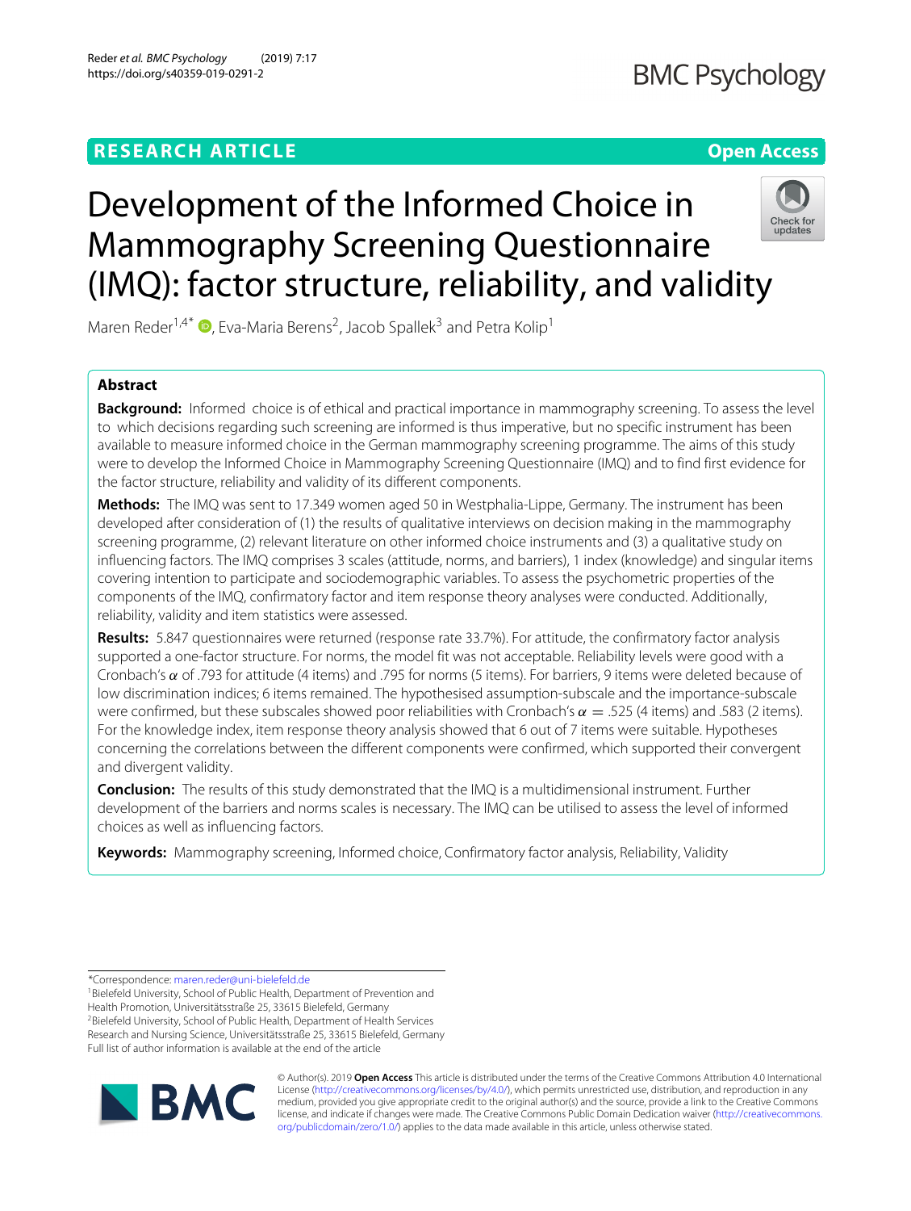RESEARCH ARTICLE

Open Access

# Development of the Informed Choice in Mammography Screening Questionnaire (IMQ): factor structure, reliability, and validity

Maren Reder[1,4*], Eva-Maria Berens[2], Jacob Spallek[3] and Petra Kolip[1]

## Abstract

**Background:** Informed choice is of ethical and practical importance in mammography screening. To assess the level to which decisions regarding such screening are informed is thus imperative, but no specific instrument has been available to measure informed choice in the German mammography screening programme. The aims of this study were to develop the Informed Choice in Mammography Screening Questionnaire (IMQ) and to find first evidence for the factor structure, reliability and validity of its different components.

**Methods:** The IMQ was sent to 17.349 women aged 50 in Westphalia-Lippe, Germany. The instrument has been developed after consideration of (1) the results of qualitative interviews on decision making in the mammography screening programme, (2) relevant literature on other informed choice instruments and (3) a qualitative study on influencing factors. The IMQ comprises 3 scales (attitude, norms, and barriers), 1 index (knowledge) and singular items covering intention to participate and sociodemographic variables. To assess the psychometric properties of the components of the IMQ, confirmatory factor and item response theory analyses were conducted. Additionally, reliability, validity and item statistics were assessed.

**Results:** 5.847 questionnaires were returned (response rate 33.7%). For attitude, the confirmatory factor analysis supported a one-factor structure. For norms, the model fit was not acceptable. Reliability levels were good with a Cronbach's $\alpha$ of .793 for attitude (4 items) and .795 for norms (5 items). For barriers, 9 items were deleted because of low discrimination indices; 6 items remained. The hypothesised assumption-subscale and the importance-subscale were confirmed, but these subscales showed poor reliabilities with Cronbach's $\alpha = .525$ (4 items) and .583 (2 items). For the knowledge index, item response theory analysis showed that 6 out of 7 items were suitable. Hypotheses concerning the correlations between the different components were confirmed, which supported their convergent and divergent validity.

**Conclusion:** The results of this study demonstrated that the IMQ is a multidimensional instrument. Further development of the barriers and norms scales is necessary. The IMQ can be utilised to assess the level of informed choices as well as influencing factors.

**Keywords:** Mammography screening, Informed choice, Confirmatory factor analysis, Reliability, Validity

*Correspondence: maren.reder@uni-bielefeld.de
[1]Bielefeld University, School of Public Health, Department of Prevention and Health Promotion, Universitätsstraße 25, 33615 Bielefeld, Germany
[2]Bielefeld University, School of Public Health, Department of Health Services Research and Nursing Science, Universitätsstraße 25, 33615 Bielefeld, Germany
Full list of author information is available at the end of the article

© Author(s). 2019 **Open Access** This article is distributed under the terms of the Creative Commons Attribution 4.0 International License (http://creativecommons.org/licenses/by/4.0/), which permits unrestricted use, distribution, and reproduction in any medium, provided you give appropriate credit to the original author(s) and the source, provide a link to the Creative Commons license, and indicate if changes were made. The Creative Commons Public Domain Dedication waiver (http://creativecommons.org/publicdomain/zero/1.0/) applies to the data made available in this article, unless otherwise stated.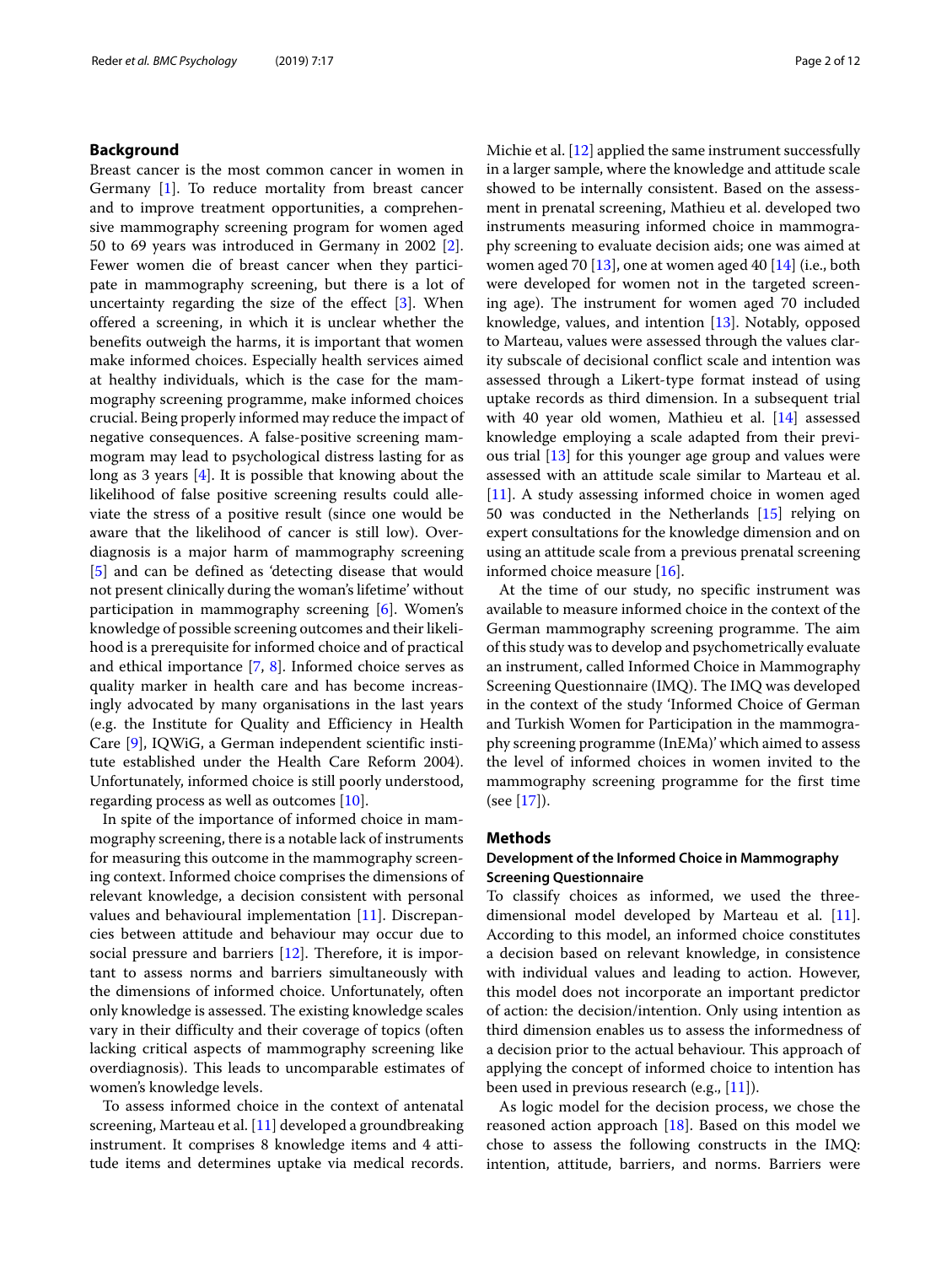## Background

Breast cancer is the most common cancer in women in Germany [1]. To reduce mortality from breast cancer and to improve treatment opportunities, a comprehensive mammography screening program for women aged 50 to 69 years was introduced in Germany in 2002 [2]. Fewer women die of breast cancer when they participate in mammography screening, but there is a lot of uncertainty regarding the size of the effect [3]. When offered a screening, in which it is unclear whether the benefits outweigh the harms, it is important that women make informed choices. Especially health services aimed at healthy individuals, which is the case for the mammography screening programme, make informed choices crucial. Being properly informed may reduce the impact of negative consequences. A false-positive screening mammogram may lead to psychological distress lasting for as long as 3 years [4]. It is possible that knowing about the likelihood of false positive screening results could alleviate the stress of a positive result (since one would be aware that the likelihood of cancer is still low). Overdiagnosis is a major harm of mammography screening [5] and can be defined as 'detecting disease that would not present clinically during the woman's lifetime' without participation in mammography screening [6]. Women's knowledge of possible screening outcomes and their likelihood is a prerequisite for informed choice and of practical and ethical importance [7, 8]. Informed choice serves as quality marker in health care and has become increasingly advocated by many organisations in the last years (e.g. the Institute for Quality and Efficiency in Health Care [9], IQWiG, a German independent scientific institute established under the Health Care Reform 2004). Unfortunately, informed choice is still poorly understood, regarding process as well as outcomes [10].

In spite of the importance of informed choice in mammography screening, there is a notable lack of instruments for measuring this outcome in the mammography screening context. Informed choice comprises the dimensions of relevant knowledge, a decision consistent with personal values and behavioural implementation [11]. Discrepancies between attitude and behaviour may occur due to social pressure and barriers [12]. Therefore, it is important to assess norms and barriers simultaneously with the dimensions of informed choice. Unfortunately, often only knowledge is assessed. The existing knowledge scales vary in their difficulty and their coverage of topics (often lacking critical aspects of mammography screening like overdiagnosis). This leads to uncomparable estimates of women's knowledge levels.

To assess informed choice in the context of antenatal screening, Marteau et al. [11] developed a groundbreaking instrument. It comprises 8 knowledge items and 4 attitude items and determines uptake via medical records. Michie et al. [12] applied the same instrument successfully in a larger sample, where the knowledge and attitude scale showed to be internally consistent. Based on the assessment in prenatal screening, Mathieu et al. developed two instruments measuring informed choice in mammography screening to evaluate decision aids; one was aimed at women aged 70 [13], one at women aged 40 [14] (i.e., both were developed for women not in the targeted screening age). The instrument for women aged 70 included knowledge, values, and intention [13]. Notably, opposed to Marteau, values were assessed through the values clarity subscale of decisional conflict scale and intention was assessed through a Likert-type format instead of using uptake records as third dimension. In a subsequent trial with 40 year old women, Mathieu et al. [14] assessed knowledge employing a scale adapted from their previous trial [13] for this younger age group and values were assessed with an attitude scale similar to Marteau et al. [11]. A study assessing informed choice in women aged 50 was conducted in the Netherlands [15] relying on expert consultations for the knowledge dimension and on using an attitude scale from a previous prenatal screening informed choice measure [16].

At the time of our study, no specific instrument was available to measure informed choice in the context of the German mammography screening programme. The aim of this study was to develop and psychometrically evaluate an instrument, called Informed Choice in Mammography Screening Questionnaire (IMQ). The IMQ was developed in the context of the study 'Informed Choice of German and Turkish Women for Participation in the mammography screening programme (InEMa)' which aimed to assess the level of informed choices in women invited to the mammography screening programme for the first time (see [17]).

## Methods

### Development of the Informed Choice in Mammography Screening Questionnaire

To classify choices as informed, we used the three-dimensional model developed by Marteau et al. [11]. According to this model, an informed choice constitutes a decision based on relevant knowledge, in consistence with individual values and leading to action. However, this model does not incorporate an important predictor of action: the decision/intention. Only using intention as third dimension enables us to assess the informedness of a decision prior to the actual behaviour. This approach of applying the concept of informed choice to intention has been used in previous research (e.g., [11]).

As logic model for the decision process, we chose the reasoned action approach [18]. Based on this model we chose to assess the following constructs in the IMQ: intention, attitude, barriers, and norms. Barriers were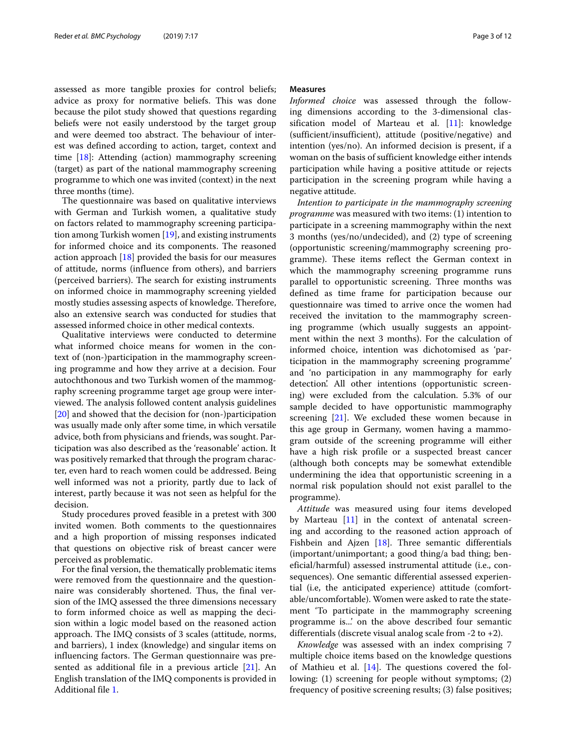assessed as more tangible proxies for control beliefs; advice as proxy for normative beliefs. This was done because the pilot study showed that questions regarding beliefs were not easily understood by the target group and were deemed too abstract. The behaviour of interest was defined according to action, target, context and time [18]: Attending (action) mammography screening (target) as part of the national mammography screening programme to which one was invited (context) in the next three months (time).

The questionnaire was based on qualitative interviews with German and Turkish women, a qualitative study on factors related to mammography screening participation among Turkish women [19], and existing instruments for informed choice and its components. The reasoned action approach [18] provided the basis for our measures of attitude, norms (influence from others), and barriers (perceived barriers). The search for existing instruments on informed choice in mammography screening yielded mostly studies assessing aspects of knowledge. Therefore, also an extensive search was conducted for studies that assessed informed choice in other medical contexts.

Qualitative interviews were conducted to determine what informed choice means for women in the context of (non-)participation in the mammography screening programme and how they arrive at a decision. Four autochthonous and two Turkish women of the mammography screening programme target age group were interviewed. The analysis followed content analysis guidelines [20] and showed that the decision for (non-)participation was usually made only after some time, in which versatile advice, both from physicians and friends, was sought. Participation was also described as the 'reasonable' action. It was positively remarked that through the program character, even hard to reach women could be addressed. Being well informed was not a priority, partly due to lack of interest, partly because it was not seen as helpful for the decision.

Study procedures proved feasible in a pretest with 300 invited women. Both comments to the questionnaires and a high proportion of missing responses indicated that questions on objective risk of breast cancer were perceived as problematic.

For the final version, the thematically problematic items were removed from the questionnaire and the questionnaire was considerably shortened. Thus, the final version of the IMQ assessed the three dimensions necessary to form informed choice as well as mapping the decision within a logic model based on the reasoned action approach. The IMQ consists of 3 scales (attitude, norms, and barriers), 1 index (knowledge) and singular items on influencing factors. The German questionnaire was presented as additional file in a previous article [21]. An English translation of the IMQ components is provided in Additional file 1.

### Measures

*Informed choice* was assessed through the following dimensions according to the 3-dimensional classification model of Marteau et al. [11]: knowledge (sufficient/insufficient), attitude (positive/negative) and intention (yes/no). An informed decision is present, if a woman on the basis of sufficient knowledge either intends participation while having a positive attitude or rejects participation in the screening program while having a negative attitude.

*Intention to participate in the mammography screening programme* was measured with two items: (1) intention to participate in a screening mammography within the next 3 months (yes/no/undecided), and (2) type of screening (opportunistic screening/mammography screening programme). These items reflect the German context in which the mammography screening programme runs parallel to opportunistic screening. Three months was defined as time frame for participation because our questionnaire was timed to arrive once the women had received the invitation to the mammography screening programme (which usually suggests an appointment within the next 3 months). For the calculation of informed choice, intention was dichotomised as 'participation in the mammography screening programme' and 'no participation in any mammography for early detection'. All other intentions (opportunistic screening) were excluded from the calculation. 5.3% of our sample decided to have opportunistic mammography screening [21]. We excluded these women because in this age group in Germany, women having a mammogram outside of the screening programme will either have a high risk profile or a suspected breast cancer (although both concepts may be somewhat extendible undermining the idea that opportunistic screening in a normal risk population should not exist parallel to the programme).

*Attitude* was measured using four items developed by Marteau [11] in the context of antenatal screening and according to the reasoned action approach of Fishbein and Ajzen [18]. Three semantic differentials (important/unimportant; a good thing/a bad thing; beneficial/harmful) assessed instrumental attitude (i.e., consequences). One semantic differential assessed experiential (i.e, the anticipated experience) attitude (comfortable/uncomfortable). Women were asked to rate the statement 'To participate in the mammography screening programme is...' on the above described four semantic differentials (discrete visual analog scale from -2 to +2).

*Knowledge* was assessed with an index comprising 7 multiple choice items based on the knowledge questions of Mathieu et al. [14]. The questions covered the following: (1) screening for people without symptoms; (2) frequency of positive screening results; (3) false positives;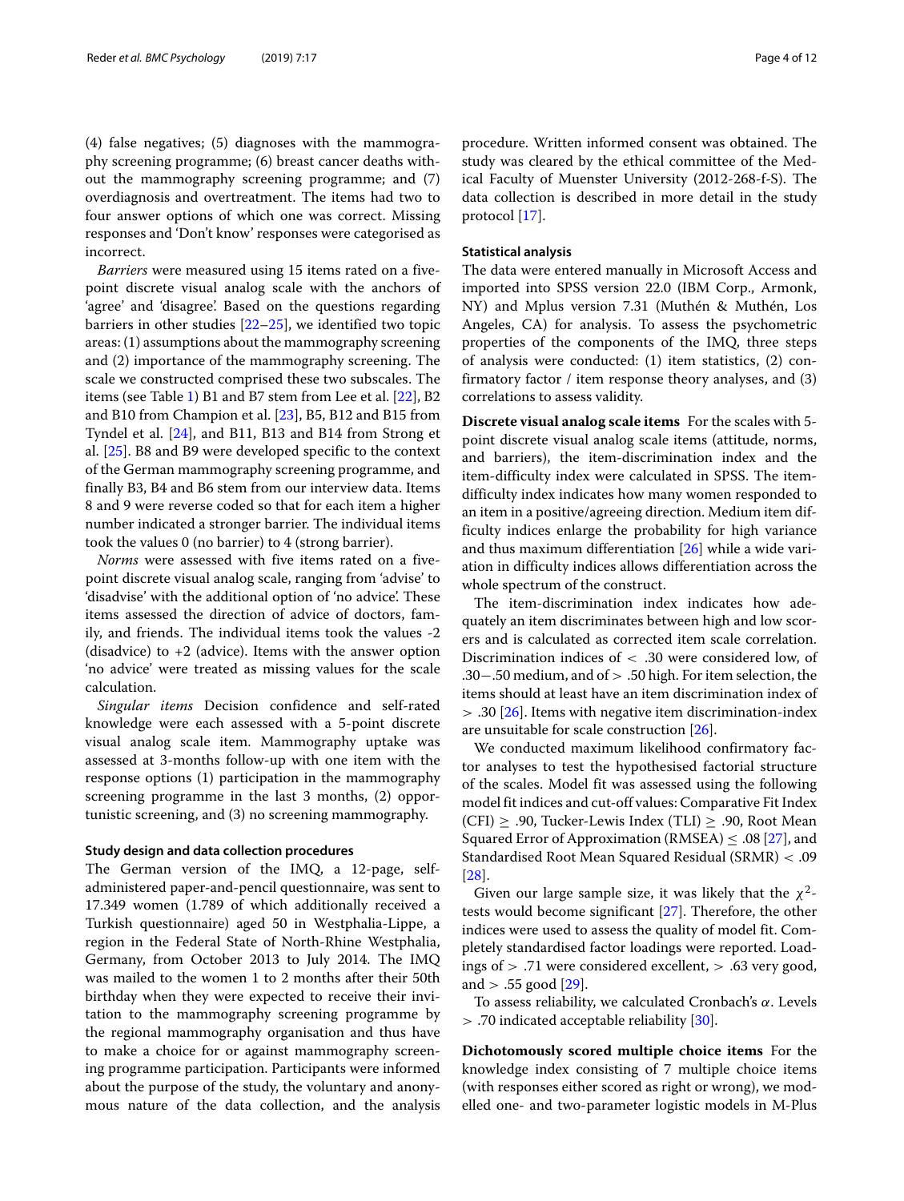(4) false negatives; (5) diagnoses with the mammography screening programme; (6) breast cancer deaths without the mammography screening programme; and (7) overdiagnosis and overtreatment. The items had two to four answer options of which one was correct. Missing responses and 'Don't know' responses were categorised as incorrect.

*Barriers* were measured using 15 items rated on a five-point discrete visual analog scale with the anchors of 'agree' and 'disagree'. Based on the questions regarding barriers in other studies [22–25], we identified two topic areas: (1) assumptions about the mammography screening and (2) importance of the mammography screening. The scale we constructed comprised these two subscales. The items (see Table 1) B1 and B7 stem from Lee et al. [22], B2 and B10 from Champion et al. [23], B5, B12 and B15 from Tyndel et al. [24], and B11, B13 and B14 from Strong et al. [25]. B8 and B9 were developed specific to the context of the German mammography screening programme, and finally B3, B4 and B6 stem from our interview data. Items 8 and 9 were reverse coded so that for each item a higher number indicated a stronger barrier. The individual items took the values 0 (no barrier) to 4 (strong barrier).

*Norms* were assessed with five items rated on a five-point discrete visual analog scale, ranging from 'advise' to 'disadvise' with the additional option of 'no advice'. These items assessed the direction of advice of doctors, family, and friends. The individual items took the values -2 (disadvice) to +2 (advice). Items with the answer option 'no advice' were treated as missing values for the scale calculation.

*Singular items* Decision confidence and self-rated knowledge were each assessed with a 5-point discrete visual analog scale item. Mammography uptake was assessed at 3-months follow-up with one item with the response options (1) participation in the mammography screening programme in the last 3 months, (2) opportunistic screening, and (3) no screening mammography.

#### Study design and data collection procedures

The German version of the IMQ, a 12-page, self-administered paper-and-pencil questionnaire, was sent to 17.349 women (1.789 of which additionally received a Turkish questionnaire) aged 50 in Westphalia-Lippe, a region in the Federal State of North-Rhine Westphalia, Germany, from October 2013 to July 2014. The IMQ was mailed to the women 1 to 2 months after their 50th birthday when they were expected to receive their invitation to the mammography screening programme by the regional mammography organisation and thus have to make a choice for or against mammography screening programme participation. Participants were informed about the purpose of the study, the voluntary and anonymous nature of the data collection, and the analysis procedure. Written informed consent was obtained. The study was cleared by the ethical committee of the Medical Faculty of Muenster University (2012-268-f-S). The data collection is described in more detail in the study protocol [17].

#### Statistical analysis

The data were entered manually in Microsoft Access and imported into SPSS version 22.0 (IBM Corp., Armonk, NY) and Mplus version 7.31 (Muthén & Muthén, Los Angeles, CA) for analysis. To assess the psychometric properties of the components of the IMQ, three steps of analysis were conducted: (1) item statistics, (2) confirmatory factor / item response theory analyses, and (3) correlations to assess validity.

**Discrete visual analog scale items** For the scales with 5-point discrete visual analog scale items (attitude, norms, and barriers), the item-discrimination index and the item-difficulty index were calculated in SPSS. The item-difficulty index indicates how many women responded to an item in a positive/agreeing direction. Medium item difficulty indices enlarge the probability for high variance and thus maximum differentiation [26] while a wide variation in difficulty indices allows differentiation across the whole spectrum of the construct.

The item-discrimination index indicates how adequately an item discriminates between high and low scorers and is calculated as corrected item scale correlation. Discrimination indices of $< .30$ were considered low, of $.30-.50$ medium, and of $> .50$ high. For item selection, the items should at least have an item discrimination index of $> .30$ [26]. Items with negative item discrimination-index are unsuitable for scale construction [26].

We conducted maximum likelihood confirmatory factor analyses to test the hypothesised factorial structure of the scales. Model fit was assessed using the following model fit indices and cut-off values: Comparative Fit Index (CFI) $\geq .90$, Tucker-Lewis Index (TLI) $\geq .90$, Root Mean Squared Error of Approximation (RMSEA) $\leq .08$ [27], and Standardised Root Mean Squared Residual (SRMR) $< .09$ [28].

Given our large sample size, it was likely that the $\chi^2$-tests would become significant [27]. Therefore, the other indices were used to assess the quality of model fit. Completely standardised factor loadings were reported. Loadings of $> .71$ were considered excellent, $> .63$ very good, and $> .55$ good [29].

To assess reliability, we calculated Cronbach's $\alpha$. Levels $> .70$ indicated acceptable reliability [30].

**Dichotomously scored multiple choice items** For the knowledge index consisting of 7 multiple choice items (with responses either scored as right or wrong), we modelled one- and two-parameter logistic models in M-Plus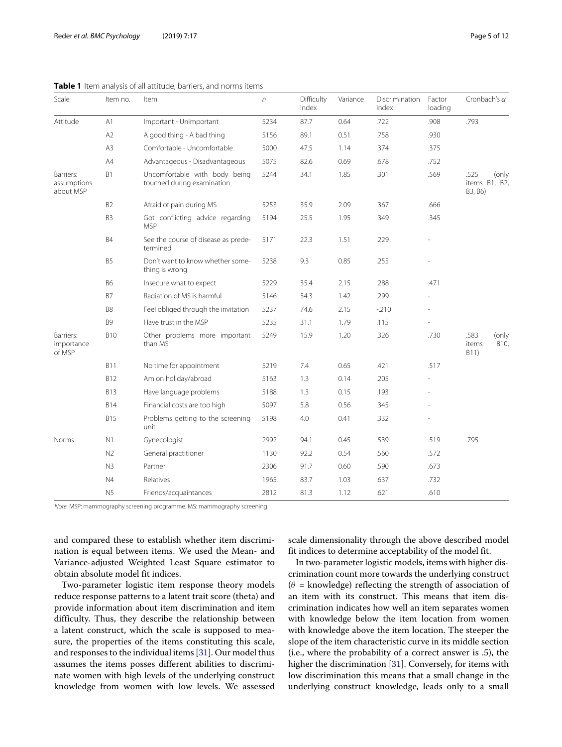**Table 1** Item analysis of all attitude, barriers, and norms items

| Scale | Item no. | Item | *n* | Difficulty index | Variance | Discrimination index | Factor loading | Cronbach's $\alpha$ |
|---|---|---|---|---|---|---|---|---|
| Attitude | A1 | Important - Unimportant | 5234 | 87.7 | 0.64 | .722 | .908 | .793 |
| | A2 | A good thing - A bad thing | 5156 | 89.1 | 0.51 | .758 | .930 | |
| | A3 | Comfortable - Uncomfortable | 5000 | 47.5 | 1.14 | .374 | .375 | |
| | A4 | Advantageous - Disadvantageous | 5075 | 82.6 | 0.69 | .678 | .752 | |
| Barriers: assumptions about MSP | B1 | Uncomfortable with body being touched during examination | 5244 | 34.1 | 1.85 | .301 | .569 | .525 (only items B1, B2, B3, B6) |
| | B2 | Afraid of pain during MS | 5253 | 35.9 | 2.09 | .367 | .666 | |
| | B3 | Got conflicting advice regarding MSP | 5194 | 25.5 | 1.95 | .349 | .345 | |
| | B4 | See the course of disease as predetermined | 5171 | 22.3 | 1.51 | .229 | - | |
| | B5 | Don't want to know whether something is wrong | 5238 | 9.3 | 0.85 | .255 | - | |
| | B6 | Insecure what to expect | 5229 | 35.4 | 2.15 | .288 | .471 | |
| | B7 | Radiation of MS is harmful | 5146 | 34.3 | 1.42 | .299 | - | |
| | B8 | Feel obliged through the invitation | 5237 | 74.6 | 2.15 | -.210 | - | |
| | B9 | Have trust in the MSP | 5235 | 31.1 | 1.79 | .115 | - | |
| Barriers: importance of MSP | B10 | Other problems more important than MS | 5249 | 15.9 | 1.20 | .326 | .730 | .583 (only items B10, B11) |
| | B11 | No time for appointment | 5219 | 7.4 | 0.65 | .421 | .517 | |
| | B12 | Am on holiday/abroad | 5163 | 1.3 | 0.14 | .205 | - | |
| | B13 | Have language problems | 5188 | 1.3 | 0.15 | .193 | - | |
| | B14 | Financial costs are too high | 5097 | 5.8 | 0.56 | .345 | - | |
| | B15 | Problems getting to the screening unit | 5198 | 4.0 | 0.41 | .332 | - | |
| Norms | N1 | Gynecologist | 2992 | 94.1 | 0.45 | .539 | .519 | .795 |
| | N2 | General practitioner | 1130 | 92.2 | 0.54 | .560 | .572 | |
| | N3 | Partner | 2306 | 91.7 | 0.60 | .590 | .673 | |
| | N4 | Relatives | 1965 | 83.7 | 1.03 | .637 | .732 | |
| | N5 | Friends/acquaintances | 2812 | 81.3 | 1.12 | .621 | .610 | |

*Note.* MSP: mammography screening programme. MS: mammography screening

and compared these to establish whether item discrimination is equal between items. We used the Mean- and Variance-adjusted Weighted Least Square estimator to obtain absolute model fit indices.

Two-parameter logistic item response theory models reduce response patterns to a latent trait score (theta) and provide information about item discrimination and item difficulty. Thus, they describe the relationship between a latent construct, which the scale is supposed to measure, the properties of the items constituting this scale, and responses to the individual items [31]. Our model thus assumes the items posses different abilities to discriminate women with high levels of the underlying construct knowledge from women with low levels. We assessed scale dimensionality through the above described model fit indices to determine acceptability of the model fit.

In two-parameter logistic models, items with higher discrimination count more towards the underlying construct ($\theta$ = knowledge) reflecting the strength of association of an item with its construct. This means that item discrimination indicates how well an item separates women with knowledge below the item location from women with knowledge above the item location. The steeper the slope of the item characteristic curve in its middle section (i.e., where the probability of a correct answer is .5), the higher the discrimination [31]. Conversely, for items with low discrimination this means that a small change in the underlying construct knowledge, leads only to a small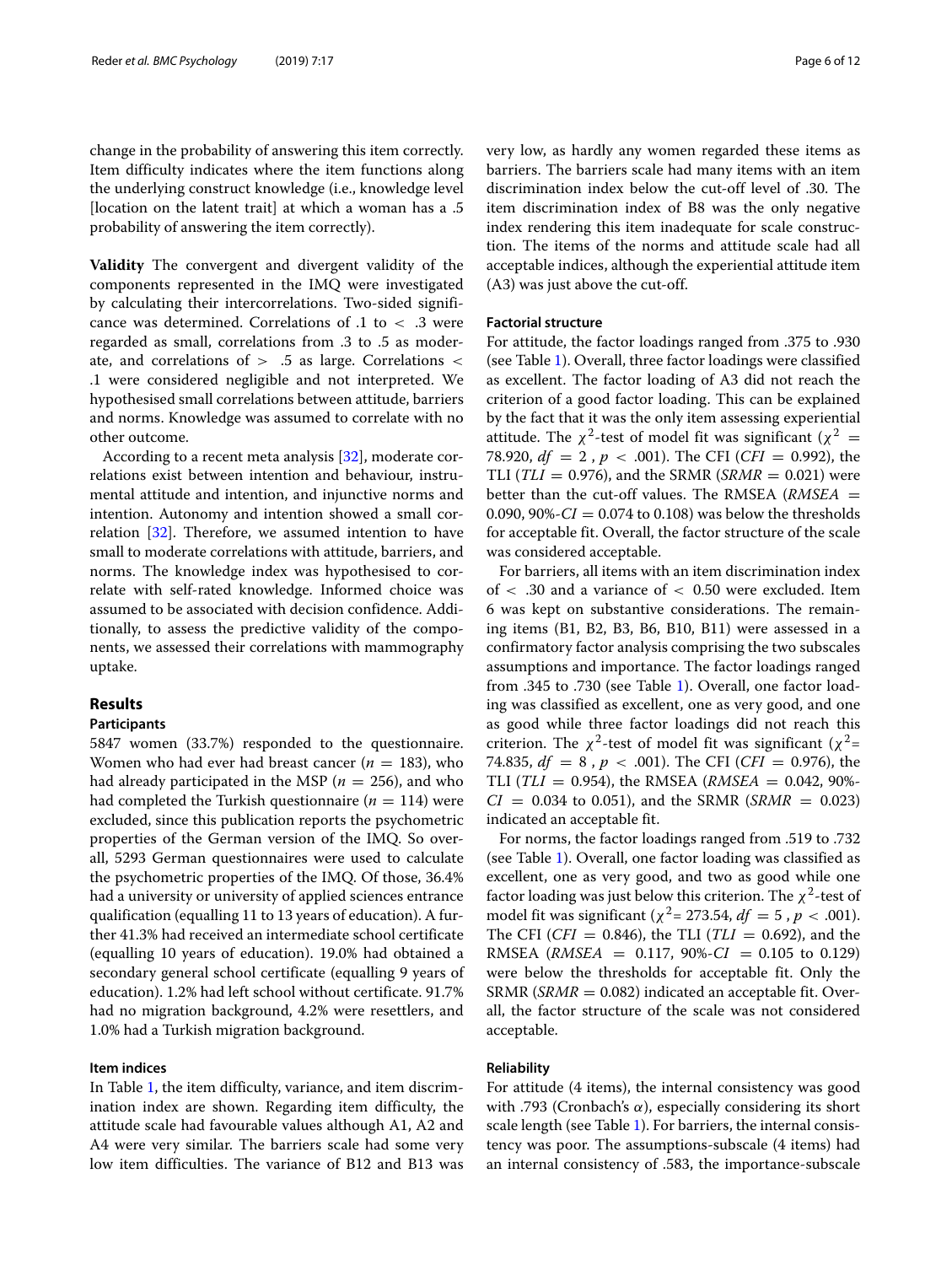change in the probability of answering this item correctly. Item difficulty indicates where the item functions along the underlying construct knowledge (i.e., knowledge level [location on the latent trait] at which a woman has a .5 probability of answering the item correctly).

**Validity** The convergent and divergent validity of the components represented in the IMQ were investigated by calculating their intercorrelations. Two-sided significance was determined. Correlations of .1 to $<$ .3 were regarded as small, correlations from .3 to .5 as moderate, and correlations of $>$ .5 as large. Correlations $<$ .1 were considered negligible and not interpreted. We hypothesised small correlations between attitude, barriers and norms. Knowledge was assumed to correlate with no other outcome.

According to a recent meta analysis [32], moderate correlations exist between intention and behaviour, instrumental attitude and intention, and injunctive norms and intention. Autonomy and intention showed a small correlation [32]. Therefore, we assumed intention to have small to moderate correlations with attitude, barriers, and norms. The knowledge index was hypothesised to correlate with self-rated knowledge. Informed choice was assumed to be associated with decision confidence. Additionally, to assess the predictive validity of the components, we assessed their correlations with mammography uptake.

## Results

### Participants

5847 women (33.7%) responded to the questionnaire. Women who had ever had breast cancer ($n$ = 183), who had already participated in the MSP ($n$ = 256), and who had completed the Turkish questionnaire ($n$ = 114) were excluded, since this publication reports the psychometric properties of the German version of the IMQ. So overall, 5293 German questionnaires were used to calculate the psychometric properties of the IMQ. Of those, 36.4% had a university or university of applied sciences entrance qualification (equalling 11 to 13 years of education). A further 41.3% had received an intermediate school certificate (equalling 10 years of education). 19.0% had obtained a secondary general school certificate (equalling 9 years of education). 1.2% had left school without certificate. 91.7% had no migration background, 4.2% were resettlers, and 1.0% had a Turkish migration background.

### Item indices

In Table 1, the item difficulty, variance, and item discrimination index are shown. Regarding item difficulty, the attitude scale had favourable values although A1, A2 and A4 were very similar. The barriers scale had some very low item difficulties. The variance of B12 and B13 was very low, as hardly any women regarded these items as barriers. The barriers scale had many items with an item discrimination index below the cut-off level of .30. The item discrimination index of B8 was the only negative index rendering this item inadequate for scale construction. The items of the norms and attitude scale had all acceptable indices, although the experiential attitude item (A3) was just above the cut-off.

### Factorial structure

For attitude, the factor loadings ranged from .375 to .930 (see Table 1). Overall, three factor loadings were classified as excellent. The factor loading of A3 did not reach the criterion of a good factor loading. This can be explained by the fact that it was the only item assessing experiential attitude. The $\chi^2$-test of model fit was significant ($\chi^2$ = 78.920, $df$ = 2 , $p$ < .001). The CFI ($CFI$ = 0.992), the TLI ($TLI$ = 0.976), and the SRMR ($SRMR$ = 0.021) were better than the cut-off values. The RMSEA ($RMSEA$ = 0.090, 90%-$CI$ = 0.074 to 0.108) was below the thresholds for acceptable fit. Overall, the factor structure of the scale was considered acceptable.

For barriers, all items with an item discrimination index of $<$ .30 and a variance of $<$ 0.50 were excluded. Item 6 was kept on substantive considerations. The remaining items (B1, B2, B3, B6, B10, B11) were assessed in a confirmatory factor analysis comprising the two subscales assumptions and importance. The factor loadings ranged from .345 to .730 (see Table 1). Overall, one factor loading was classified as excellent, one as very good, and one as good while three factor loadings did not reach this criterion. The $\chi^2$-test of model fit was significant ($\chi^2$= 74.835, $df$ = 8 , $p$ < .001). The CFI ($CFI$ = 0.976), the TLI ($TLI$ = 0.954), the RMSEA ($RMSEA$ = 0.042, 90%-$CI$ = 0.034 to 0.051), and the SRMR ($SRMR$ = 0.023) indicated an acceptable fit.

For norms, the factor loadings ranged from .519 to .732 (see Table 1). Overall, one factor loading was classified as excellent, one as very good, and two as good while one factor loading was just below this criterion. The $\chi^2$-test of model fit was significant ($\chi^2$= 273.54, $df$ = 5 , $p$ < .001). The CFI ($CFI$ = 0.846), the TLI ($TLI$ = 0.692), and the RMSEA ($RMSEA$ = 0.117, 90%-$CI$ = 0.105 to 0.129) were below the thresholds for acceptable fit. Only the SRMR ($SRMR$ = 0.082) indicated an acceptable fit. Overall, the factor structure of the scale was not considered acceptable.

### Reliability

For attitude (4 items), the internal consistency was good with .793 (Cronbach's α), especially considering its short scale length (see Table 1). For barriers, the internal consistency was poor. The assumptions-subscale (4 items) had an internal consistency of .583, the importance-subscale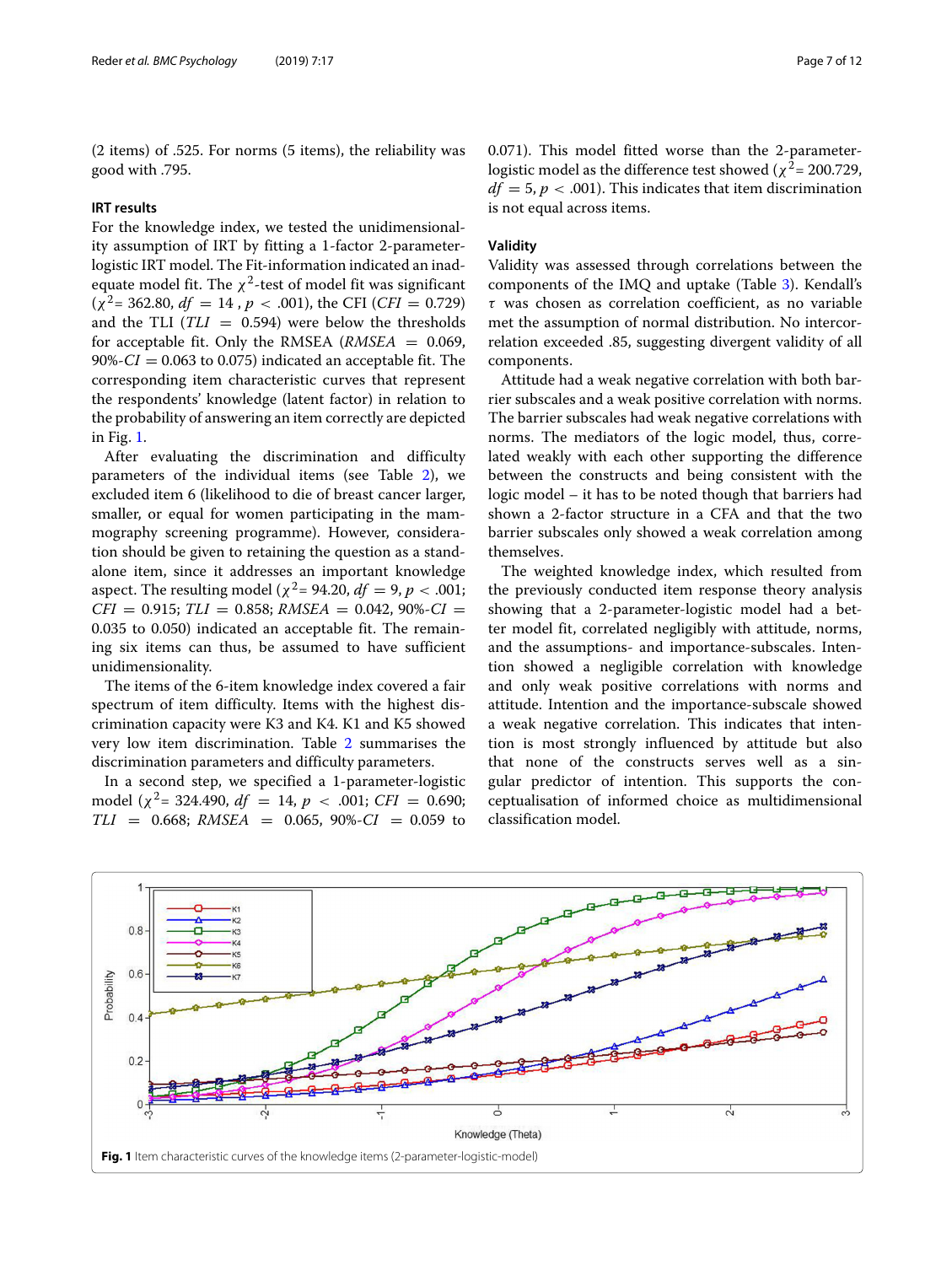(2 items) of .525. For norms (5 items), the reliability was good with .795.

### IRT results

For the knowledge index, we tested the unidimensionality assumption of IRT by fitting a 1-factor 2-parameter-logistic IRT model. The Fit-information indicated an inadequate model fit. The $\chi^2$-test of model fit was significant ($\chi^2$= 362.80, $df$ = 14 , $p$ < .001), the CFI ($CFI$ = 0.729) and the TLI ($TLI$ = 0.594) were below the thresholds for acceptable fit. Only the RMSEA ($RMSEA$ = 0.069, 90%-$CI$ = 0.063 to 0.075) indicated an acceptable fit. The corresponding item characteristic curves that represent the respondents' knowledge (latent factor) in relation to the probability of answering an item correctly are depicted in Fig. 1.

After evaluating the discrimination and difficulty parameters of the individual items (see Table 2), we excluded item 6 (likelihood to die of breast cancer larger, smaller, or equal for women participating in the mammography screening programme). However, consideration should be given to retaining the question as a standalone item, since it addresses an important knowledge aspect. The resulting model ($\chi^2$= 94.20, $df$ = 9, $p$ < .001; $CFI$ = 0.915; $TLI$ = 0.858; $RMSEA$ = 0.042, 90%-$CI$ = 0.035 to 0.050) indicated an acceptable fit. The remaining six items can thus, be assumed to have sufficient unidimensionality.

The items of the 6-item knowledge index covered a fair spectrum of item difficulty. Items with the highest discrimination capacity were K3 and K4. K1 and K5 showed very low item discrimination. Table 2 summarises the discrimination parameters and difficulty parameters.

In a second step, we specified a 1-parameter-logistic model ($\chi^2$= 324.490, $df$ = 14, $p$ < .001; $CFI$ = 0.690; $TLI$ = 0.668; $RMSEA$ = 0.065, 90%-$CI$ = 0.059 to 0.071). This model fitted worse than the 2-parameter-logistic model as the difference test showed ($\chi^2$= 200.729, $df$ = 5, $p$ < .001). This indicates that item discrimination is not equal across items.

### Validity

Validity was assessed through correlations between the components of the IMQ and uptake (Table 3). Kendall's $\tau$ was chosen as correlation coefficient, as no variable met the assumption of normal distribution. No intercorrelation exceeded .85, suggesting divergent validity of all components.

Attitude had a weak negative correlation with both barrier subscales and a weak positive correlation with norms. The barrier subscales had weak negative correlations with norms. The mediators of the logic model, thus, correlated weakly with each other supporting the difference between the constructs and being consistent with the logic model – it has to be noted though that barriers had shown a 2-factor structure in a CFA and that the two barrier subscales only showed a weak correlation among themselves.

The weighted knowledge index, which resulted from the previously conducted item response theory analysis showing that a 2-parameter-logistic model had a better model fit, correlated negligibly with attitude, norms, and the assumptions- and importance-subscales. Intention showed a negligible correlation with knowledge and only weak positive correlations with norms and attitude. Intention and the importance-subscale showed a weak negative correlation. This indicates that intention is most strongly influenced by attitude but also that none of the constructs serves well as a singular predictor of intention. This supports the conceptualisation of informed choice as multidimensional classification model.

**Fig. 1** Item characteristic curves of the knowledge items (2-parameter-logistic-model)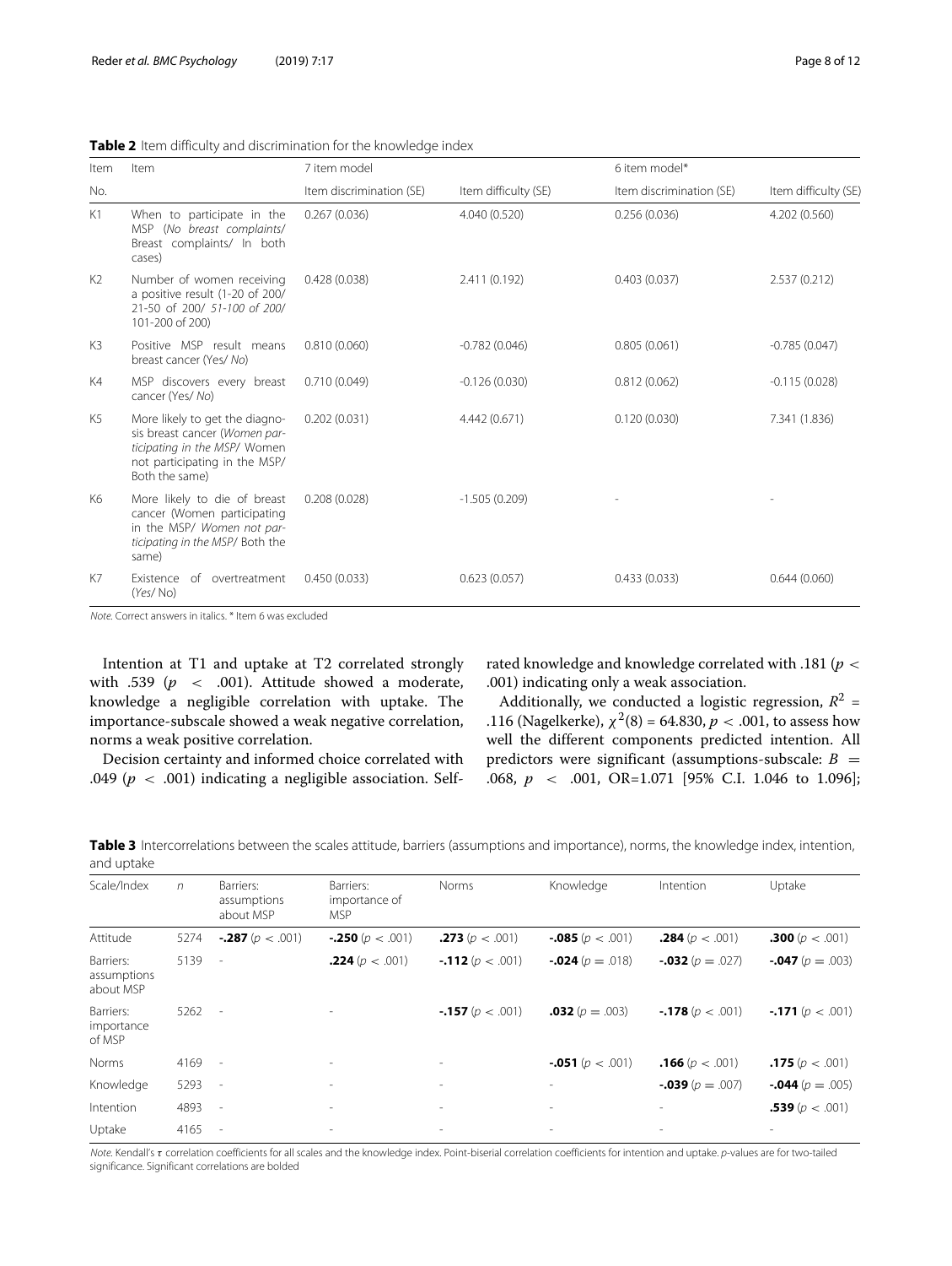**Table 2** Item difficulty and discrimination for the knowledge index

| Item No. | Item | 7 item model | | 6 item model* | |
|---|---|---|---|---|---|
| | | Item discrimination (SE) | Item difficulty (SE) | Item discrimination (SE) | Item difficulty (SE) |
| K1 | When to participate in the MSP (*No breast complaints*/ Breast complaints/ In both cases) | 0.267 (0.036) | 4.040 (0.520) | 0.256 (0.036) | 4.202 (0.560) |
| K2 | Number of women receiving a positive result (1-20 of 200/ 21-50 of 200/ *51-100 of 200*/ 101-200 of 200) | 0.428 (0.038) | 2.411 (0.192) | 0.403 (0.037) | 2.537 (0.212) |
| K3 | Positive MSP result means breast cancer (Yes/ *No*) | 0.810 (0.060) | -0.782 (0.046) | 0.805 (0.061) | -0.785 (0.047) |
| K4 | MSP discovers every breast cancer (Yes/ *No*) | 0.710 (0.049) | -0.126 (0.030) | 0.812 (0.062) | -0.115 (0.028) |
| K5 | More likely to get the diagnosis breast cancer (*Women participating in the MSP*/ Women not participating in the MSP/ Both the same) | 0.202 (0.031) | 4.442 (0.671) | 0.120 (0.030) | 7.341 (1.836) |
| K6 | More likely to die of breast cancer (Women participating in the MSP/ *Women not participating in the MSP*/ Both the same) | 0.208 (0.028) | -1.505 (0.209) | - | - |
| K7 | Existence of overtreatment (*Yes*/ No) | 0.450 (0.033) | 0.623 (0.057) | 0.433 (0.033) | 0.644 (0.060) |

*Note*. Correct answers in italics. * Item 6 was excluded

Intention at T1 and uptake at T2 correlated strongly with .539 ($p < .001$). Attitude showed a moderate, knowledge a negligible correlation with uptake. The importance-subscale showed a weak negative correlation, norms a weak positive correlation.

Decision certainty and informed choice correlated with .049 ($p < .001$) indicating a negligible association. Self-rated knowledge and knowledge correlated with .181 ($p < .001$) indicating only a weak association.

Additionally, we conducted a logistic regression, $R^2 = .116$ (Nagelkerke), $\chi^2(8) = 64.830$, $p < .001$, to assess how well the different components predicted intention. All predictors were significant (assumptions-subscale: $B = .068$, $p < .001$, OR=1.071 [95% C.I. 1.046 to 1.096];

**Table 3** Intercorrelations between the scales attitude, barriers (assumptions and importance), norms, the knowledge index, intention, and uptake

| Scale/Index | $n$ | Barriers: assumptions about MSP | Barriers: importance of MSP | Norms | Knowledge | Intention | Uptake |
|---|---|---|---|---|---|---|---|
| Attitude | 5274 | **-.287** ($p < .001$) | **-.250** ($p < .001$) | **.273** ($p < .001$) | **-.085** ($p < .001$) | **.284** ($p < .001$) | **.300** ($p < .001$) |
| Barriers: assumptions about MSP | 5139 | - | **.224** ($p < .001$) | **-.112** ($p < .001$) | **-.024** ($p = .018$) | **-.032** ($p = .027$) | **-.047** ($p = .003$) |
| Barriers: importance of MSP | 5262 | - | - | **-.157** ($p < .001$) | **.032** ($p = .003$) | **-.178** ($p < .001$) | **-.171** ($p < .001$) |
| Norms | 4169 | - | - | - | **-.051** ($p < .001$) | **.166** ($p < .001$) | **.175** ($p < .001$) |
| Knowledge | 5293 | - | - | - | - | **-.039** ($p = .007$) | **-.044** ($p = .005$) |
| Intention | 4893 | - | - | - | - | - | **.539** ($p < .001$) |
| Uptake | 4165 | - | - | - | - | - | - |

*Note*. Kendall's $\tau$ correlation coefficients for all scales and the knowledge index. Point-biserial correlation coefficients for intention and uptake. $p$-values are for two-tailed significance. Significant correlations are bolded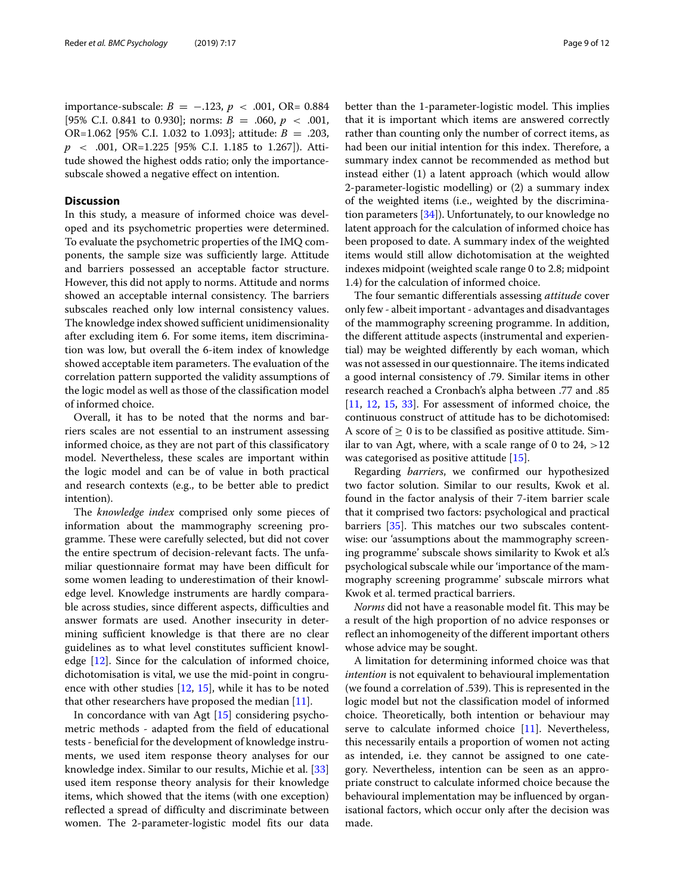importance-subscale: $B = -.123$, $p < .001$, OR= 0.884 [95% C.I. 0.841 to 0.930]; norms: $B = .060$, $p < .001$, OR=1.062 [95% C.I. 1.032 to 1.093]; attitude: $B = .203$, $p < .001$, OR=1.225 [95% C.I. 1.185 to 1.267]). Attitude showed the highest odds ratio; only the importance-subscale showed a negative effect on intention.

## Discussion

In this study, a measure of informed choice was developed and its psychometric properties were determined. To evaluate the psychometric properties of the IMQ components, the sample size was sufficiently large. Attitude and barriers possessed an acceptable factor structure. However, this did not apply to norms. Attitude and norms showed an acceptable internal consistency. The barriers subscales reached only low internal consistency values. The knowledge index showed sufficient unidimensionality after excluding item 6. For some items, item discrimination was low, but overall the 6-item index of knowledge showed acceptable item parameters. The evaluation of the correlation pattern supported the validity assumptions of the logic model as well as those of the classification model of informed choice.

Overall, it has to be noted that the norms and barriers scales are not essential to an instrument assessing informed choice, as they are not part of this classificatory model. Nevertheless, these scales are important within the logic model and can be of value in both practical and research contexts (e.g., to be better able to predict intention).

The *knowledge index* comprised only some pieces of information about the mammography screening programme. These were carefully selected, but did not cover the entire spectrum of decision-relevant facts. The unfamiliar questionnaire format may have been difficult for some women leading to underestimation of their knowledge level. Knowledge instruments are hardly comparable across studies, since different aspects, difficulties and answer formats are used. Another insecurity in determining sufficient knowledge is that there are no clear guidelines as to what level constitutes sufficient knowledge [12]. Since for the calculation of informed choice, dichotomisation is vital, we use the mid-point in congruence with other studies [12, 15], while it has to be noted that other researchers have proposed the median [11].

In concordance with van Agt [15] considering psychometric methods - adapted from the field of educational tests - beneficial for the development of knowledge instruments, we used item response theory analyses for our knowledge index. Similar to our results, Michie et al. [33] used item response theory analysis for their knowledge items, which showed that the items (with one exception) reflected a spread of difficulty and discriminate between women. The 2-parameter-logistic model fits our data better than the 1-parameter-logistic model. This implies that it is important which items are answered correctly rather than counting only the number of correct items, as had been our initial intention for this index. Therefore, a summary index cannot be recommended as method but instead either (1) a latent approach (which would allow 2-parameter-logistic modelling) or (2) a summary index of the weighted items (i.e., weighted by the discrimination parameters [34]). Unfortunately, to our knowledge no latent approach for the calculation of informed choice has been proposed to date. A summary index of the weighted items would still allow dichotomisation at the weighted indexes midpoint (weighted scale range 0 to 2.8; midpoint 1.4) for the calculation of informed choice.

The four semantic differentials assessing *attitude* cover only few - albeit important - advantages and disadvantages of the mammography screening programme. In addition, the different attitude aspects (instrumental and experiential) may be weighted differently by each woman, which was not assessed in our questionnaire. The items indicated a good internal consistency of .79. Similar items in other research reached a Cronbach's alpha between .77 and .85 [11, 12, 15, 33]. For assessment of informed choice, the continuous construct of attitude has to be dichotomised: A score of $\geq 0$ is to be classified as positive attitude. Similar to van Agt, where, with a scale range of 0 to 24, $>12$ was categorised as positive attitude [15].

Regarding *barriers*, we confirmed our hypothesized two factor solution. Similar to our results, Kwok et al. found in the factor analysis of their 7-item barrier scale that it comprised two factors: psychological and practical barriers [35]. This matches our two subscales content-wise: our 'assumptions about the mammography screening programme' subscale shows similarity to Kwok et al.'s psychological subscale while our 'importance of the mammography screening programme' subscale mirrors what Kwok et al. termed practical barriers.

*Norms* did not have a reasonable model fit. This may be a result of the high proportion of no advice responses or reflect an inhomogeneity of the different important others whose advice may be sought.

A limitation for determining informed choice was that *intention* is not equivalent to behavioural implementation (we found a correlation of .539). This is represented in the logic model but not the classification model of informed choice. Theoretically, both intention or behaviour may serve to calculate informed choice [11]. Nevertheless, this necessarily entails a proportion of women not acting as intended, i.e. they cannot be assigned to one category. Nevertheless, intention can be seen as an appropriate construct to calculate informed choice because the behavioural implementation may be influenced by organisational factors, which occur only after the decision was made.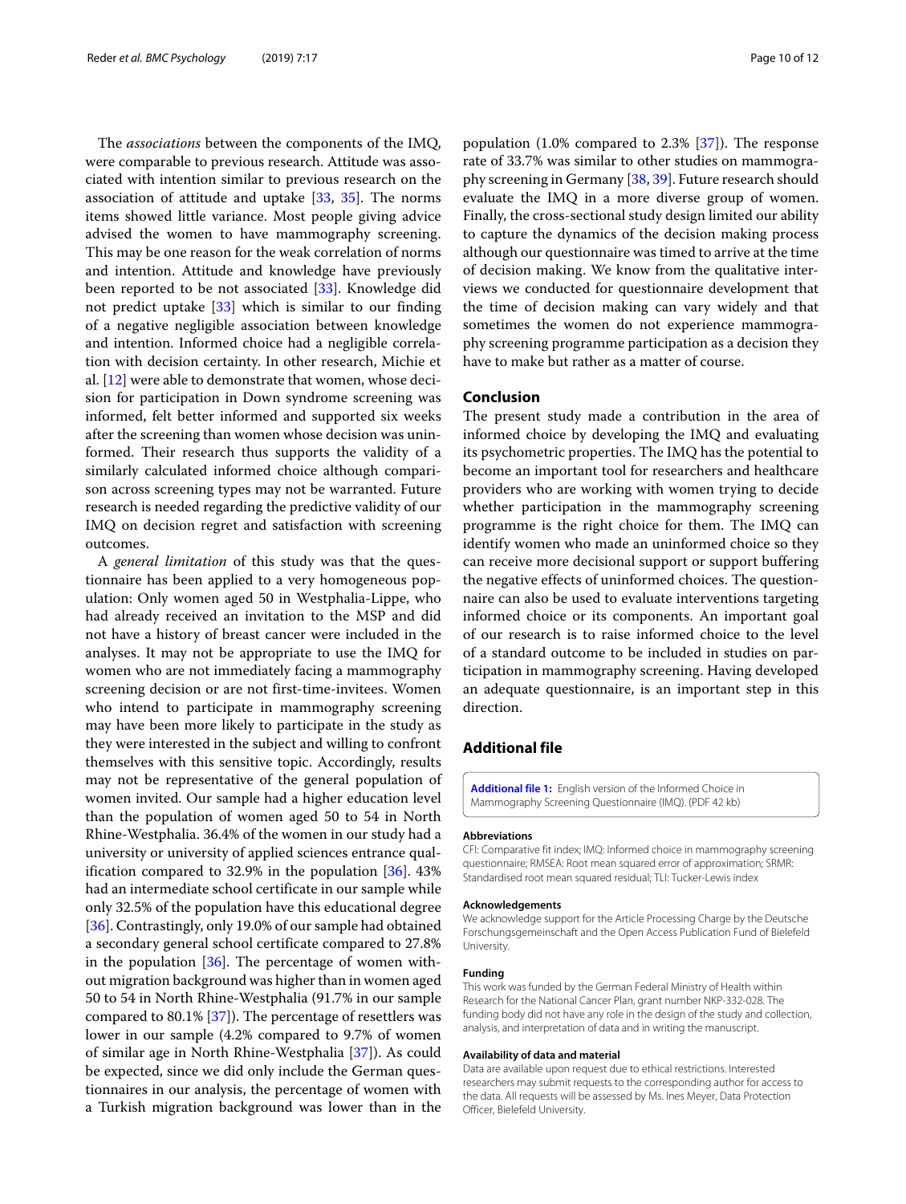The *associations* between the components of the IMQ, were comparable to previous research. Attitude was associated with intention similar to previous research on the association of attitude and uptake [33, 35]. The norms items showed little variance. Most people giving advice advised the women to have mammography screening. This may be one reason for the weak correlation of norms and intention. Attitude and knowledge have previously been reported to be not associated [33]. Knowledge did not predict uptake [33] which is similar to our finding of a negative negligible association between knowledge and intention. Informed choice had a negligible correlation with decision certainty. In other research, Michie et al. [12] were able to demonstrate that women, whose decision for participation in Down syndrome screening was informed, felt better informed and supported six weeks after the screening than women whose decision was uninformed. Their research thus supports the validity of a similarly calculated informed choice although comparison across screening types may not be warranted. Future research is needed regarding the predictive validity of our IMQ on decision regret and satisfaction with screening outcomes.

A *general limitation* of this study was that the questionnaire has been applied to a very homogeneous population: Only women aged 50 in Westphalia-Lippe, who had already received an invitation to the MSP and did not have a history of breast cancer were included in the analyses. It may not be appropriate to use the IMQ for women who are not immediately facing a mammography screening decision or are not first-time-invitees. Women who intend to participate in mammography screening may have been more likely to participate in the study as they were interested in the subject and willing to confront themselves with this sensitive topic. Accordingly, results may not be representative of the general population of women invited. Our sample had a higher education level than the population of women aged 50 to 54 in North Rhine-Westphalia. 36.4% of the women in our study had a university or university of applied sciences entrance qualification compared to 32.9% in the population [36]. 43% had an intermediate school certificate in our sample while only 32.5% of the population have this educational degree [36]. Contrastingly, only 19.0% of our sample had obtained a secondary general school certificate compared to 27.8% in the population [36]. The percentage of women without migration background was higher than in women aged 50 to 54 in North Rhine-Westphalia (91.7% in our sample compared to 80.1% [37]). The percentage of resettlers was lower in our sample (4.2% compared to 9.7% of women of similar age in North Rhine-Westphalia [37]). As could be expected, since we did only include the German questionnaires in our analysis, the percentage of women with a Turkish migration background was lower than in the population (1.0% compared to 2.3% [37]). The response rate of 33.7% was similar to other studies on mammography screening in Germany [38, 39]. Future research should evaluate the IMQ in a more diverse group of women. Finally, the cross-sectional study design limited our ability to capture the dynamics of the decision making process although our questionnaire was timed to arrive at the time of decision making. We know from the qualitative interviews we conducted for questionnaire development that the time of decision making can vary widely and that sometimes the women do not experience mammography screening programme participation as a decision they have to make but rather as a matter of course.

## Conclusion

The present study made a contribution in the area of informed choice by developing the IMQ and evaluating its psychometric properties. The IMQ has the potential to become an important tool for researchers and healthcare providers who are working with women trying to decide whether participation in the mammography screening programme is the right choice for them. The IMQ can identify women who made an uninformed choice so they can receive more decisional support or support buffering the negative effects of uninformed choices. The questionnaire can also be used to evaluate interventions targeting informed choice or its components. An important goal of our research is to raise informed choice to the level of a standard outcome to be included in studies on participation in mammography screening. Having developed an adequate questionnaire, is an important step in this direction.

## Additional file

**Additional file 1:** English version of the Informed Choice in Mammography Screening Questionnaire (IMQ). (PDF 42 kb)

### Abbreviations

CFI: Comparative fit index; IMQ: Informed choice in mammography screening questionnaire; RMSEA: Root mean squared error of approximation; SRMR: Standardised root mean squared residual; TLI: Tucker-Lewis index

### Acknowledgements

We acknowledge support for the Article Processing Charge by the Deutsche Forschungsgemeinschaft and the Open Access Publication Fund of Bielefeld University.

### Funding

This work was funded by the German Federal Ministry of Health within Research for the National Cancer Plan, grant number NKP-332-028. The funding body did not have any role in the design of the study and collection, analysis, and interpretation of data and in writing the manuscript.

### Availability of data and material

Data are available upon request due to ethical restrictions. Interested researchers may submit requests to the corresponding author for access to the data. All requests will be assessed by Ms. Ines Meyer, Data Protection Officer, Bielefeld University.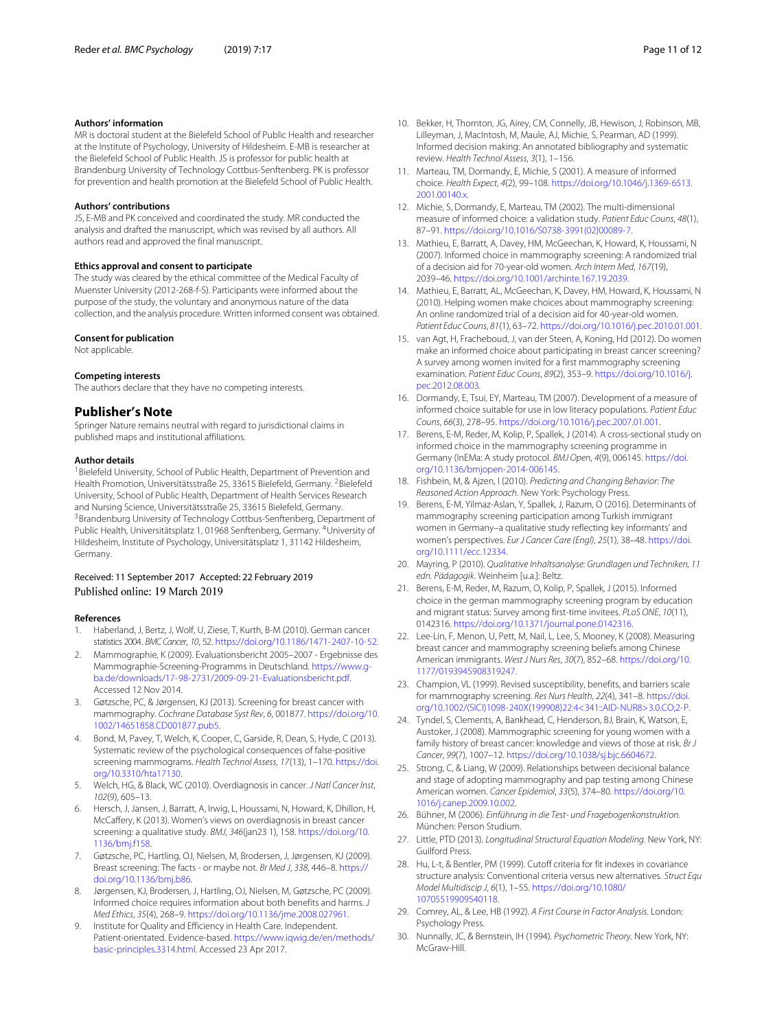### Authors' information

MR is doctoral student at the Bielefeld School of Public Health and researcher at the Institute of Psychology, University of Hildesheim. E-MB is researcher at the Bielefeld School of Public Health. JS is professor for public health at Brandenburg University of Technology Cottbus-Senftenberg. PK is professor for prevention and health promotion at the Bielefeld School of Public Health.

### Authors' contributions

JS, E-MB and PK conceived and coordinated the study. MR conducted the analysis and drafted the manuscript, which was revised by all authors. All authors read and approved the final manuscript.

### Ethics approval and consent to participate

The study was cleared by the ethical committee of the Medical Faculty of Muenster University (2012-268-f-S). Participants were informed about the purpose of the study, the voluntary and anonymous nature of the data collection, and the analysis procedure. Written informed consent was obtained.

### Consent for publication

Not applicable.

### Competing interests

The authors declare that they have no competing interests.

## Publisher's Note

Springer Nature remains neutral with regard to jurisdictional claims in published maps and institutional affiliations.

### Author details

[1]Bielefeld University, School of Public Health, Department of Prevention and Health Promotion, Universitätsstraße 25, 33615 Bielefeld, Germany. [2]Bielefeld University, School of Public Health, Department of Health Services Research and Nursing Science, Universitätsstraße 25, 33615 Bielefeld, Germany. [3]Brandenburg University of Technology Cottbus-Senftenberg, Department of Public Health, Universitätsplatz 1, 01968 Senftenberg, Germany. [4]University of Hildesheim, Institute of Psychology, Universitätsplatz 1, 31142 Hildesheim, Germany.

Received: 11 September 2017 Accepted: 22 February 2019
Published online: 19 March 2019

### References

1. Haberland, J, Bertz, J, Wolf, U, Ziese, T, Kurth, B-M (2010). German cancer statistics 2004. *BMC Cancer*, *10*, 52. https://doi.org/10.1186/1471-2407-10-52.
2. Mammographie, K (2009). Evaluationsbericht 2005–2007 - Ergebnisse des Mammographie-Screening-Programms in Deutschland. https://www.g-ba.de/downloads/17-98-2731/2009-09-21-Evaluationsbericht.pdf. Accessed 12 Nov 2014.
3. Gøtzsche, PC, & Jørgensen, KJ (2013). Screening for breast cancer with mammography. *Cochrane Database Syst Rev*, *6*, 001877. https://doi.org/10.1002/14651858.CD001877.pub5.
4. Bond, M, Pavey, T, Welch, K, Cooper, C, Garside, R, Dean, S, Hyde, C (2013). Systematic review of the psychological consequences of false-positive screening mammograms. *Health Technol Assess*, *17*(13), 1–170. https://doi.org/10.3310/hta17130.
5. Welch, HG, & Black, WC (2010). Overdiagnosis in cancer. *J Natl Cancer Inst*, *102*(9), 605–13.
6. Hersch, J, Jansen, J, Barratt, A, Irwig, L, Houssami, N, Howard, K, Dhillon, H, McCaffery, K (2013). Women's views on overdiagnosis in breast cancer screening: a qualitative study. *BMJ*, *346*(jan23 1), 158. https://doi.org/10.1136/bmj.f158.
7. Gøtzsche, PC, Hartling, OJ, Nielsen, M, Brodersen, J, Jørgensen, KJ (2009). Breast screening: The facts - or maybe not. *Br Med J*, *338*, 446–8. https://doi.org/10.1136/bmj.b86.
8. Jørgensen, KJ, Brodersen, J, Hartling, OJ, Nielsen, M, Gøtzsche, PC (2009). Informed choice requires information about both benefits and harms. *J Med Ethics*, *35*(4), 268–9. https://doi.org/10.1136/jme.2008.027961.
9. Institute for Quality and Efficiency in Health Care. Independent. Patient-orientated. Evidence-based. https://www.iqwig.de/en/methods/basic-principles.3314.html. Accessed 23 Apr 2017.
10. Bekker, H, Thornton, JG, Airey, CM, Connelly, JB, Hewison, J, Robinson, MB, Lilleyman, J, MacIntosh, M, Maule, AJ, Michie, S, Pearman, AD (1999). Informed decision making: An annotated bibliography and systematic review. *Health Technol Assess*, *3*(1), 1–156.
11. Marteau, TM, Dormandy, E, Michie, S (2001). A measure of informed choice. *Health Expect*, *4*(2), 99–108. https://doi.org/10.1046/j.1369-6513.2001.00140.x.
12. Michie, S, Dormandy, E, Marteau, TM (2002). The multi-dimensional measure of informed choice: a validation study. *Patient Educ Couns*, *48*(1), 87–91. https://doi.org/10.1016/S0738-3991(02)00089-7.
13. Mathieu, E, Barratt, A, Davey, HM, McGeechan, K, Howard, K, Houssami, N (2007). Informed choice in mammography screening: A randomized trial of a decision aid for 70-year-old women. *Arch Intern Med*, *167*(19), 2039–46. https://doi.org/10.1001/archinte.167.19.2039.
14. Mathieu, E, Barratt, AL, McGeechan, K, Davey, HM, Howard, K, Houssami, N (2010). Helping women make choices about mammography screening: An online randomized trial of a decision aid for 40-year-old women. *Patient Educ Couns*, *81*(1), 63–72. https://doi.org/10.1016/j.pec.2010.01.001.
15. van Agt, H, Fracheboud, J, van der Steen, A, Koning, Hd (2012). Do women make an informed choice about participating in breast cancer screening? A survey among women invited for a first mammography screening examination. *Patient Educ Couns*, *89*(2), 353–9. https://doi.org/10.1016/j.pec.2012.08.003.
16. Dormandy, E, Tsui, EY, Marteau, TM (2007). Development of a measure of informed choice suitable for use in low literacy populations. *Patient Educ Couns*, *66*(3), 278–95. https://doi.org/10.1016/j.pec.2007.01.001.
17. Berens, E-M, Reder, M, Kolip, P, Spallek, J (2014). A cross-sectional study on informed choice in the mammography screening programme in Germany (InEMa: A study protocol. *BMJ Open*, *4*(9), 006145. https://doi.org/10.1136/bmjopen-2014-006145.
18. Fishbein, M, & Ajzen, I (2010). *Predicting and Changing Behavior: The Reasoned Action Approach*. New York: Psychology Press.
19. Berens, E-M, Yilmaz-Aslan, Y, Spallek, J, Razum, O (2016). Determinants of mammography screening participation among Turkish immigrant women in Germany–a qualitative study reflecting key informants' and women's perspectives. *Eur J Cancer Care (Engl)*, *25*(1), 38–48. https://doi.org/10.1111/ecc.12334.
20. Mayring, P (2010). *Qualitative Inhaltsanalyse: Grundlagen und Techniken, 11 edn. Pädagogik*. Weinheim [u.a.]: Beltz.
21. Berens, E-M, Reder, M, Razum, O, Kolip, P, Spallek, J (2015). Informed choice in the german mammography screening program by education and migrant status: Survey among first-time invitees. *PLoS ONE*, *10*(11), 0142316. https://doi.org/10.1371/journal.pone.0142316.
22. Lee-Lin, F, Menon, U, Pett, M, Nail, L, Lee, S, Mooney, K (2008). Measuring breast cancer and mammography screening beliefs among Chinese American immigrants. *West J Nurs Res*, *30*(7), 852–68. https://doi.org/10.1177/0193945908319247.
23. Champion, VL (1999). Revised susceptibility, benefits, and barriers scale for mammography screening. *Res Nurs Health*, *22*(4), 341–8. https://doi.org/10.1002/(SICI)1098-240X(199908)22:4<341::AID-NUR8>3.0.CO;2-P.
24. Tyndel, S, Clements, A, Bankhead, C, Henderson, BJ, Brain, K, Watson, E, Austoker, J (2008). Mammographic screening for young women with a family history of breast cancer: knowledge and views of those at risk. *Br J Cancer*, *99*(7), 1007–12. https://doi.org/10.1038/sj.bjc.6604672.
25. Strong, C, & Liang, W (2009). Relationships between decisional balance and stage of adopting mammography and pap testing among Chinese American women. *Cancer Epidemiol*, *33*(5), 374–80. https://doi.org/10.1016/j.canep.2009.10.002.
26. Bühner, M (2006). *Einführung in die Test- und Fragebogenkonstruktion*. München: Person Studium.
27. Little, PTD (2013). *Longitudinal Structural Equation Modeling*. New York, NY: Guilford Press.
28. Hu, L-t, & Bentler, PM (1999). Cutoff criteria for fit indexes in covariance structure analysis: Conventional criteria versus new alternatives. *Struct Equ Model Multidiscip J*, *6*(1), 1–55. https://doi.org/10.1080/10705519909540118.
29. Comrey, AL, & Lee, HB (1992). *A First Course in Factor Analysis*. London: Psychology Press.
30. Nunnally, JC, & Bernstein, IH (1994). *Psychometric Theory*. New York, NY: McGraw-Hill.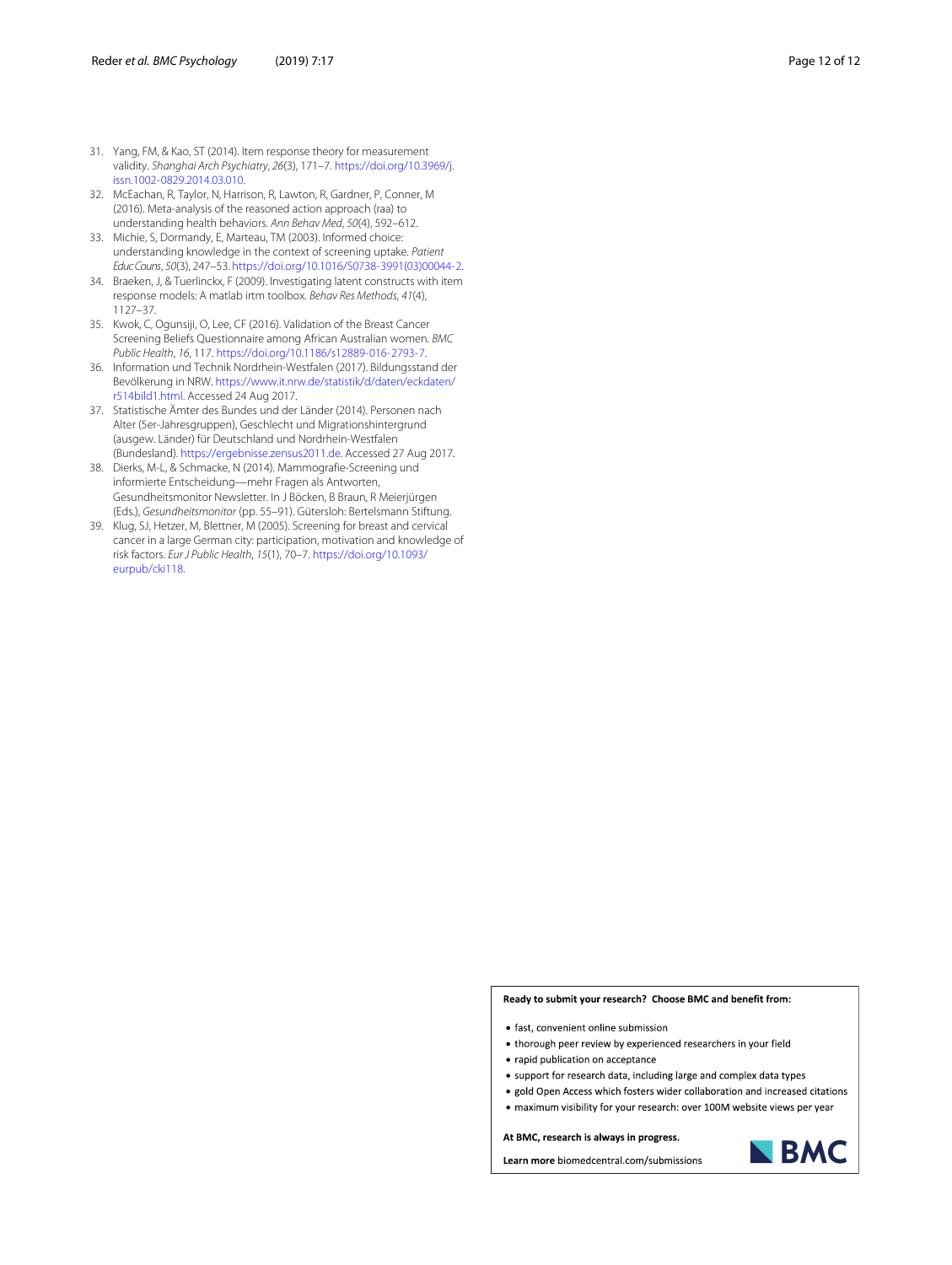31. Yang, FM, & Kao, ST (2014). Item response theory for measurement validity. *Shanghai Arch Psychiatry*, *26*(3), 171–7. https://doi.org/10.3969/j.issn.1002-0829.2014.03.010.
32. McEachan, R, Taylor, N, Harrison, R, Lawton, R, Gardner, P, Conner, M (2016). Meta-analysis of the reasoned action approach (raa) to understanding health behaviors. *Ann Behav Med*, *50*(4), 592–612.
33. Michie, S, Dormandy, E, Marteau, TM (2003). Informed choice: understanding knowledge in the context of screening uptake. *Patient Educ Couns*, *50*(3), 247–53. https://doi.org/10.1016/S0738-3991(03)00044-2.
34. Braeken, J, & Tuerlinckx, F (2009). Investigating latent constructs with item response models: A matlab irtm toolbox. *Behav Res Methods*, *41*(4), 1127–37.
35. Kwok, C, Ogunsiji, O, Lee, CF (2016). Validation of the Breast Cancer Screening Beliefs Questionnaire among African Australian women. *BMC Public Health*, *16*, 117. https://doi.org/10.1186/s12889-016-2793-7.
36. Information und Technik Nordrhein-Westfalen (2017). Bildungsstand der Bevölkerung in NRW. https://www.it.nrw.de/statistik/d/daten/eckdaten/r514bild1.html. Accessed 24 Aug 2017.
37. Statistische Ämter des Bundes und der Länder (2014). Personen nach Alter (5er-Jahresgruppen), Geschlecht und Migrationshintergrund (ausgew. Länder) für Deutschland und Nordrhein-Westfalen (Bundesland). https://ergebnisse.zensus2011.de. Accessed 27 Aug 2017.
38. Dierks, M-L, & Schmacke, N (2014). Mammografie-Screening und informierte Entscheidung—mehr Fragen als Antworten, Gesundheitsmonitor Newsletter. In J Böcken, B Braun, R Meierjürgen (Eds.), *Gesundheitsmonitor* (pp. 55–91). Gütersloh: Bertelsmann Stiftung.
39. Klug, SJ, Hetzer, M, Blettner, M (2005). Screening for breast and cervical cancer in a large German city: participation, motivation and knowledge of risk factors. *Eur J Public Health*, *15*(1), 70–7. https://doi.org/10.1093/eurpub/cki118.

**Ready to submit your research? Choose BMC and benefit from:**

- fast, convenient online submission
- thorough peer review by experienced researchers in your field
- rapid publication on acceptance
- support for research data, including large and complex data types
- gold Open Access which fosters wider collaboration and increased citations
- maximum visibility for your research: over 100M website views per year

**At BMC, research is always in progress.**

**Learn more** biomedcentral.com/submissions

BMC